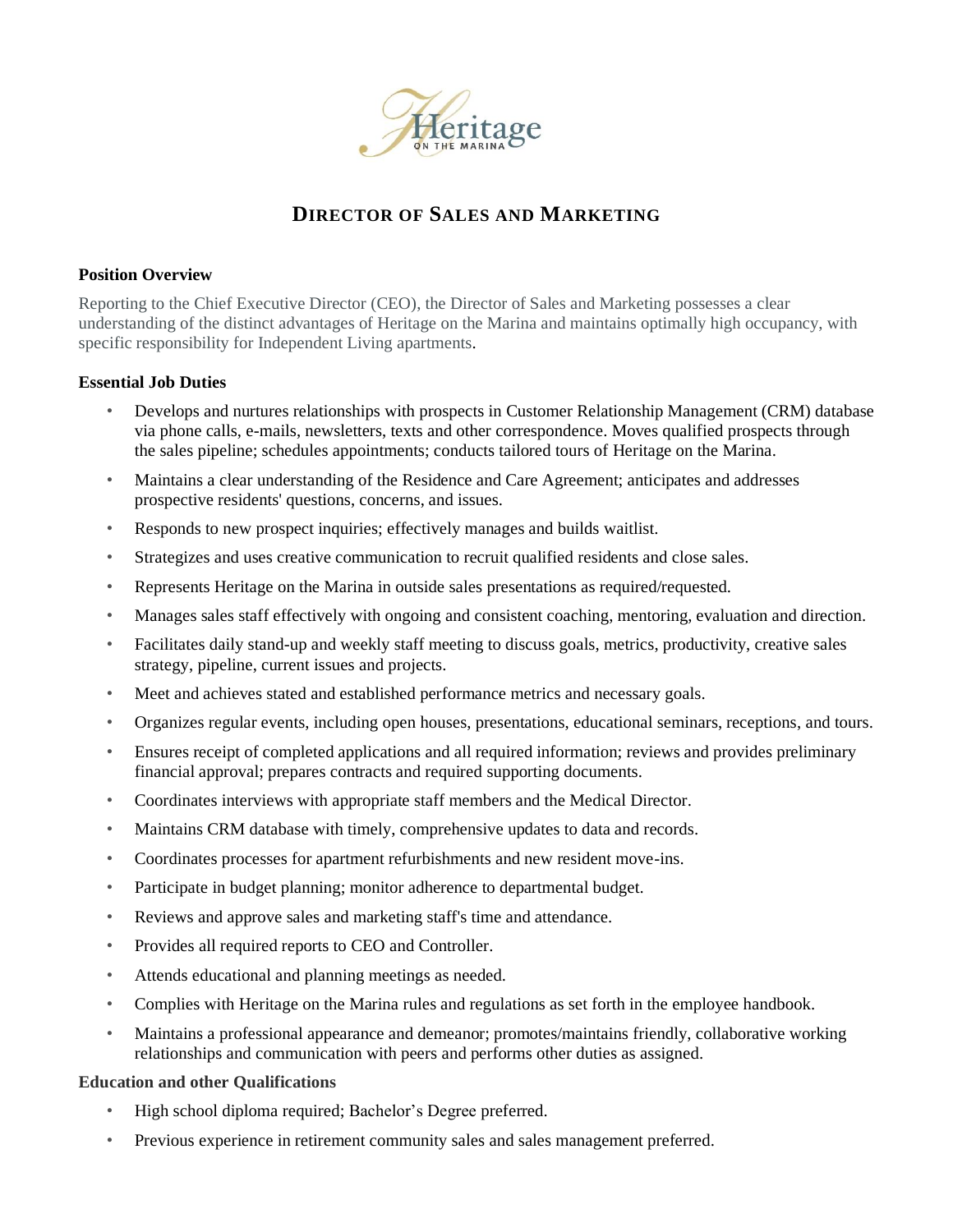# DIRECTOR OF SALES AND MARKETING

**Position Overview**

Reporting to the Chief Executive Director (CEO), the Director of Sales and Marketing possesses a clear understanding of the distinct advantages of Heritage on the Marina and maintains optimally high occupancy, with specific responsibility for Independent Living apartments.

**Essential Job Duties**

- Develops and nurtures relationships with prospects in Customer Relationship Management (CRM) database via phone calls, e-mails, newsletters, texts and other correspondence. Moves qualified prospects through the sales pipeline; schedules appointments; conducts tailored tours of Heritage on the Marina.
- Maintains a clear understanding of the Residence and Care Agreement; anticipates and addresses prospective residents' questions, concerns, and issues.
- Responds to new prospect inquiries; effectively manages and builds waitlist.
- Strategizes and uses creative communication to recruit qualified residents and close sales.
- Represents Heritage on the Marina in outside sales presentations as required/requested.
- Manages sales staff effectively with ongoing and consistent coaching, mentoring, evaluation and direction.
- Facilitates daily stand-up and weekly staff meeting to discuss goals, metrics, productivity, creative sales strategy, pipeline, current issues and projects.
- Meet and achieves stated and established performance metrics and necessary goals.
- Organizes regular events, including open houses, presentations, educational seminars, receptions, and tours.
- Ensures receipt of completed applications and all required information; reviews and provides preliminary financial approval; prepares contracts and required supporting documents.
- Coordinates interviews with appropriate staff members and the Medical Director.
- Maintains CRM database with timely, comprehensive updates to data and records.
- Coordinates processes for apartment refurbishments and new resident move-ins.
- Participate in budget planning; monitor adherence to departmental budget.
- Reviews and approve sales and marketing staff's time and attendance.
- Provides all required reports to CEO and Controller.
- Attends educational and planning meetings as needed.
- Complies with Heritage on the Marina rules and regulations as set forth in the employee handbook.
- Maintains a professional appearance and demeanor; promotes/maintains friendly, collaborative working relationships and communication with peers and performs other duties as assigned.

**Education and other Qualifications**

- High school diploma required; Bachelor's Degree preferred.
- Previous experience in retirement community sales and sales management preferred.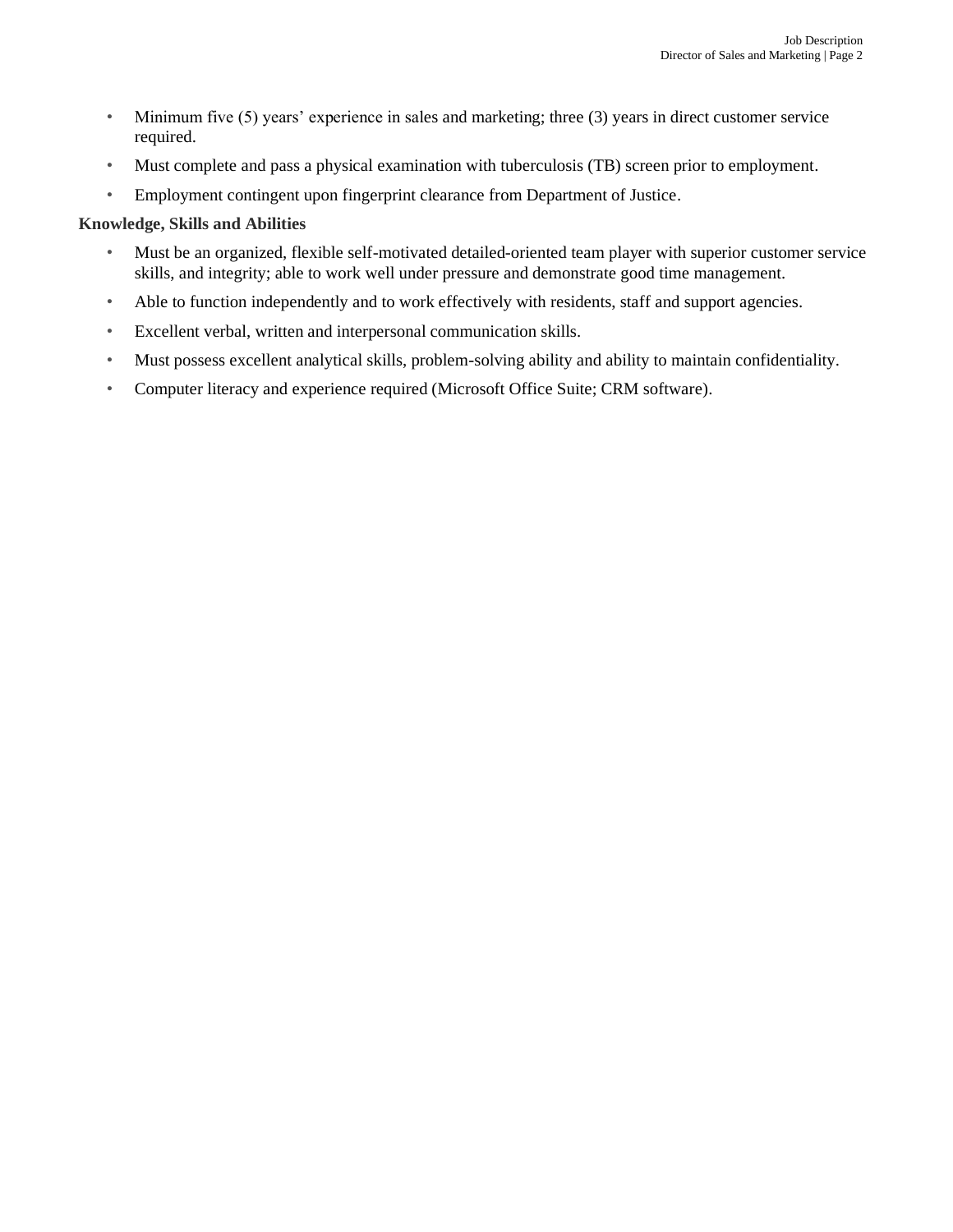- Minimum five (5) years' experience in sales and marketing; three (3) years in direct customer service required.
- Must complete and pass a physical examination with tuberculosis (TB) screen prior to employment.
- Employment contingent upon fingerprint clearance from Department of Justice.

**Knowledge, Skills and Abilities**

- Must be an organized, flexible self-motivated detailed-oriented team player with superior customer service skills, and integrity; able to work well under pressure and demonstrate good time management.
- Able to function independently and to work effectively with residents, staff and support agencies.
- Excellent verbal, written and interpersonal communication skills.
- Must possess excellent analytical skills, problem-solving ability and ability to maintain confidentiality.
- Computer literacy and experience required (Microsoft Office Suite; CRM software).